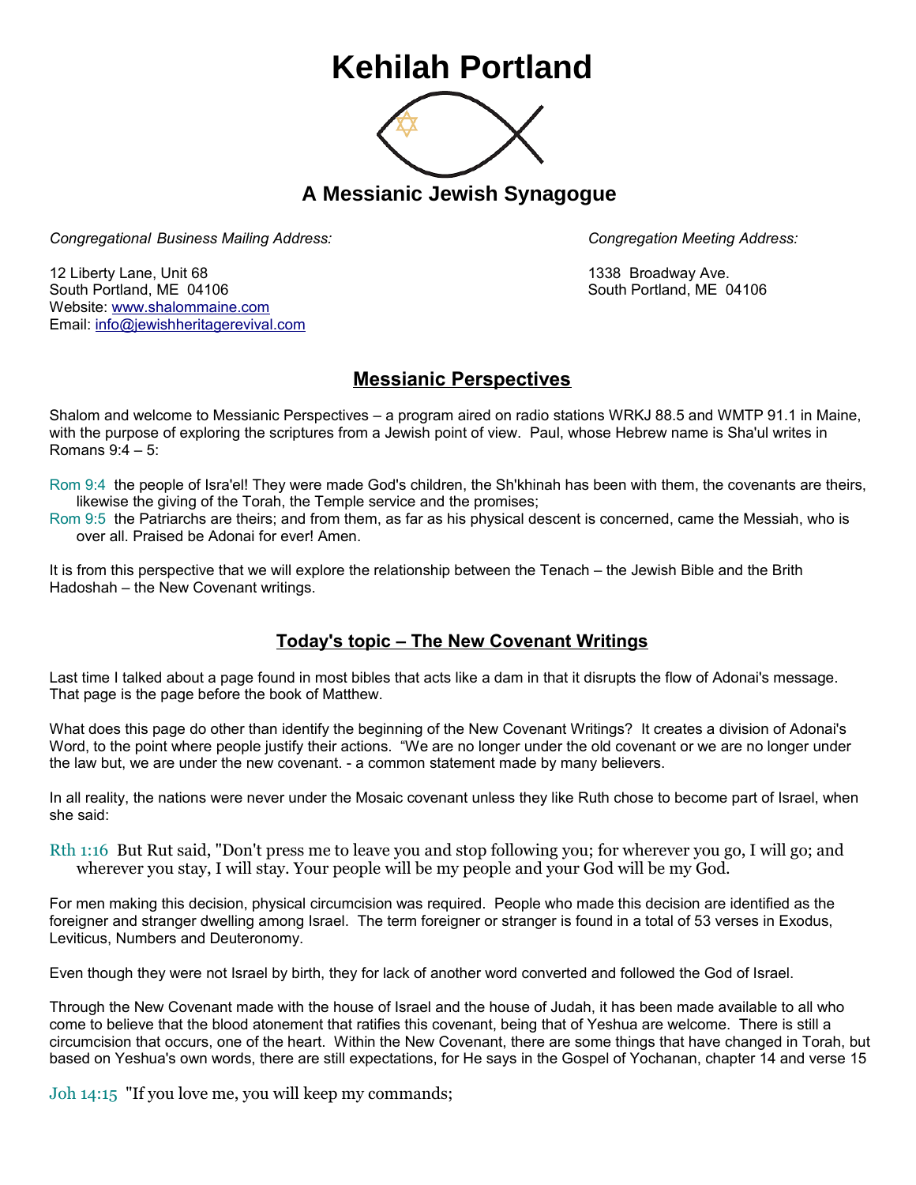# Kehilah Portland

## A Messianic Jewish Synagogue

*Congregational Business Mailing Address:*

12 Liberty Lane, Unit 68
South Portland, ME 04106
Website: www.shalommaine.com
Email: info@jewishheritagerevival.com

*Congregation Meeting Address:*

1338 Broadway Ave.
South Portland, ME 04106

## Messianic Perspectives

Shalom and welcome to Messianic Perspectives – a program aired on radio stations WRKJ 88.5 and WMTP 91.1 in Maine, with the purpose of exploring the scriptures from a Jewish point of view. Paul, whose Hebrew name is Sha'ul writes in Romans 9:4 – 5:

Rom 9:4 the people of Isra'el! They were made God's children, the Sh'khinah has been with them, the covenants are theirs, likewise the giving of the Torah, the Temple service and the promises;
Rom 9:5 the Patriarchs are theirs; and from them, as far as his physical descent is concerned, came the Messiah, who is over all. Praised be Adonai for ever! Amen.

It is from this perspective that we will explore the relationship between the Tenach – the Jewish Bible and the Brith Hadoshah – the New Covenant writings.

## Today's topic – The New Covenant Writings

Last time I talked about a page found in most bibles that acts like a dam in that it disrupts the flow of Adonai's message. That page is the page before the book of Matthew.

What does this page do other than identify the beginning of the New Covenant Writings? It creates a division of Adonai's Word, to the point where people justify their actions. "We are no longer under the old covenant or we are no longer under the law but, we are under the new covenant. - a common statement made by many believers.

In all reality, the nations were never under the Mosaic covenant unless they like Ruth chose to become part of Israel, when she said:

Rth 1:16 But Rut said, "Don't press me to leave you and stop following you; for wherever you go, I will go; and wherever you stay, I will stay. Your people will be my people and your God will be my God.

For men making this decision, physical circumcision was required. People who made this decision are identified as the foreigner and stranger dwelling among Israel. The term foreigner or stranger is found in a total of 53 verses in Exodus, Leviticus, Numbers and Deuteronomy.

Even though they were not Israel by birth, they for lack of another word converted and followed the God of Israel.

Through the New Covenant made with the house of Israel and the house of Judah, it has been made available to all who come to believe that the blood atonement that ratifies this covenant, being that of Yeshua are welcome. There is still a circumcision that occurs, one of the heart. Within the New Covenant, there are some things that have changed in Torah, but based on Yeshua's own words, there are still expectations, for He says in the Gospel of Yochanan, chapter 14 and verse 15

Joh 14:15 "If you love me, you will keep my commands;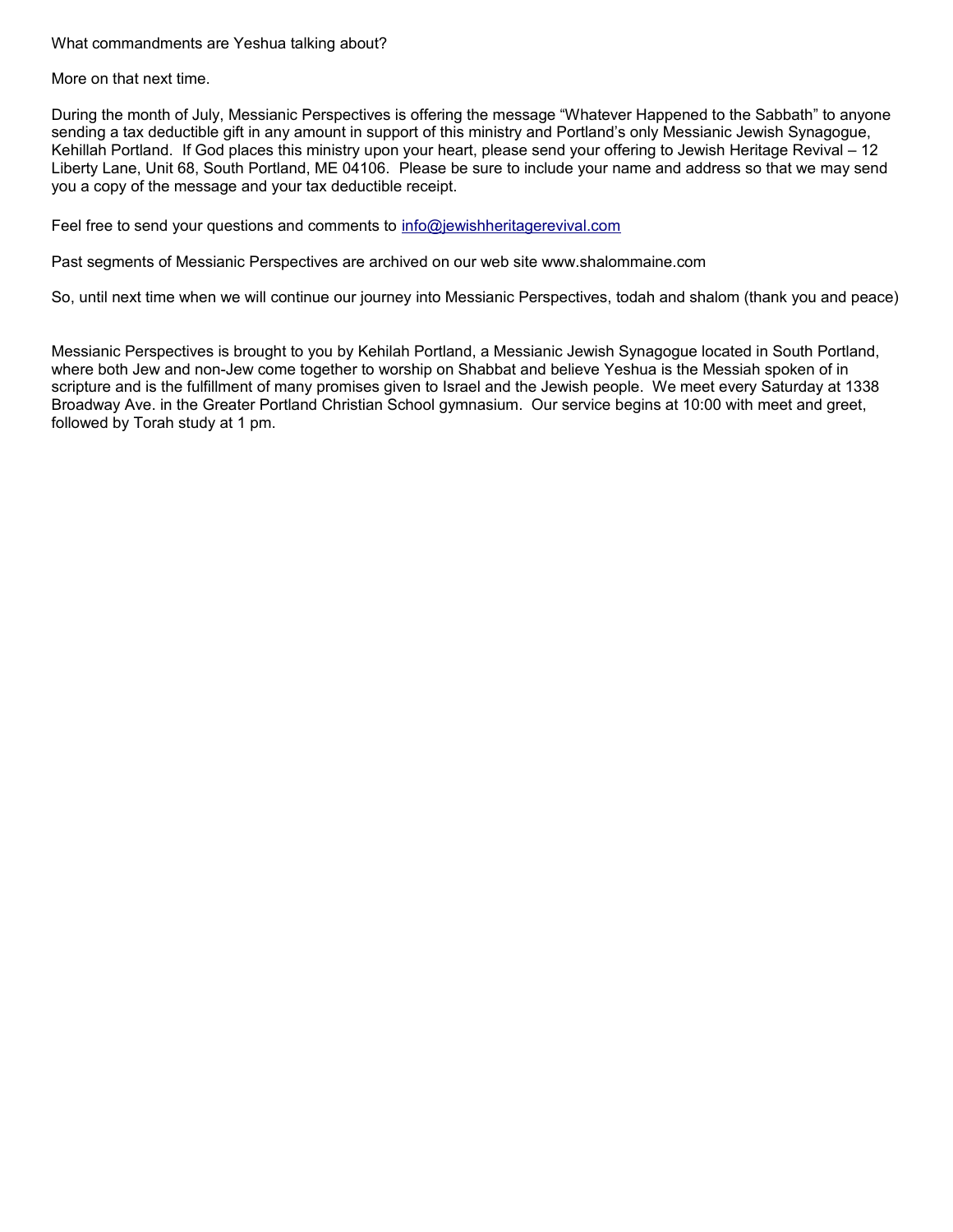What commandments are Yeshua talking about?

More on that next time.

During the month of July, Messianic Perspectives is offering the message "Whatever Happened to the Sabbath" to anyone sending a tax deductible gift in any amount in support of this ministry and Portland's only Messianic Jewish Synagogue, Kehillah Portland. If God places this ministry upon your heart, please send your offering to Jewish Heritage Revival – 12 Liberty Lane, Unit 68, South Portland, ME 04106. Please be sure to include your name and address so that we may send you a copy of the message and your tax deductible receipt.

Feel free to send your questions and comments to info@jewishheritagerevival.com

Past segments of Messianic Perspectives are archived on our web site www.shalommaine.com

So, until next time when we will continue our journey into Messianic Perspectives, todah and shalom (thank you and peace)

Messianic Perspectives is brought to you by Kehilah Portland, a Messianic Jewish Synagogue located in South Portland, where both Jew and non-Jew come together to worship on Shabbat and believe Yeshua is the Messiah spoken of in scripture and is the fulfillment of many promises given to Israel and the Jewish people. We meet every Saturday at 1338 Broadway Ave. in the Greater Portland Christian School gymnasium. Our service begins at 10:00 with meet and greet, followed by Torah study at 1 pm.